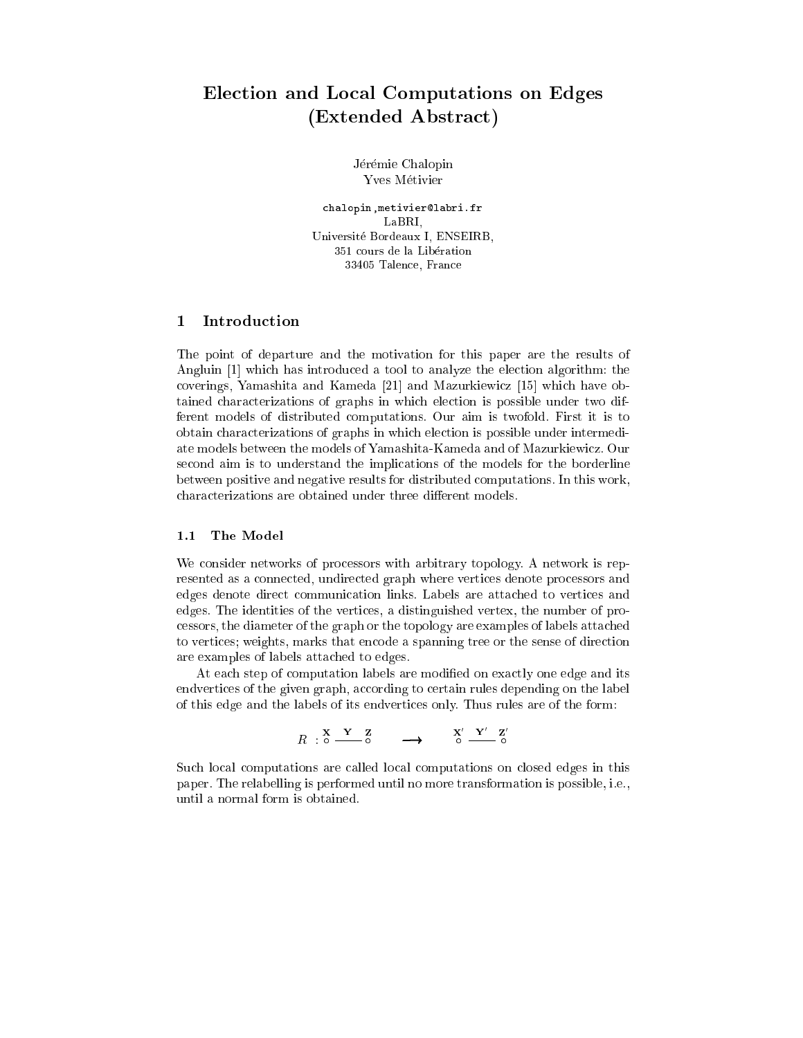# Election and Local Computations on Edges (Extended Abstract)

Jérémie Chalopin
Yves Métivier

chalopin,metivier@labri.fr
LaBRI,
Université Bordeaux I, ENSEIRB,
351 cours de la Libération
33405 Talence, France

## 1 Introduction

The point of departure and the motivation for this paper are the results of Angluin [1] which has introduced a tool to analyze the election algorithm: the coverings, Yamashita and Kameda [21] and Mazurkiewicz [15] which have obtained characterizations of graphs in which election is possible under two different models of distributed computations. Our aim is twofold. First it is to obtain characterizations of graphs in which election is possible under intermediate models between the models of Yamashita-Kameda and of Mazurkiewicz. Our second aim is to understand the implications of the models for the borderline between positive and negative results for distributed computations. In this work, characterizations are obtained under three different models.

### 1.1 The Model

We consider networks of processors with arbitrary topology. A network is represented as a connected, undirected graph where vertices denote processors and edges denote direct communication links. Labels are attached to vertices and edges. The identities of the vertices, a distinguished vertex, the number of processors, the diameter of the graph or the topology are examples of labels attached to vertices; weights, marks that encode a spanning tree or the sense of direction are examples of labels attached to edges.

At each step of computation labels are modified on exactly one edge and its endvertices of the given graph, according to certain rules depending on the label of this edge and the labels of its endvertices only. Thus rules are of the form:

$$R : \overset{\mathbf{X}}{\circ} \overset{\mathbf{Y}}{\text{———}} \overset{\mathbf{Z}}{\circ} \quad \longrightarrow \quad \overset{\mathbf{X'}}{\circ} \overset{\mathbf{Y'}}{\text{———}} \overset{\mathbf{Z'}}{\circ}$$

Such local computations are called local computations on closed edges in this paper. The relabelling is performed until no more transformation is possible, i.e., until a normal form is obtained.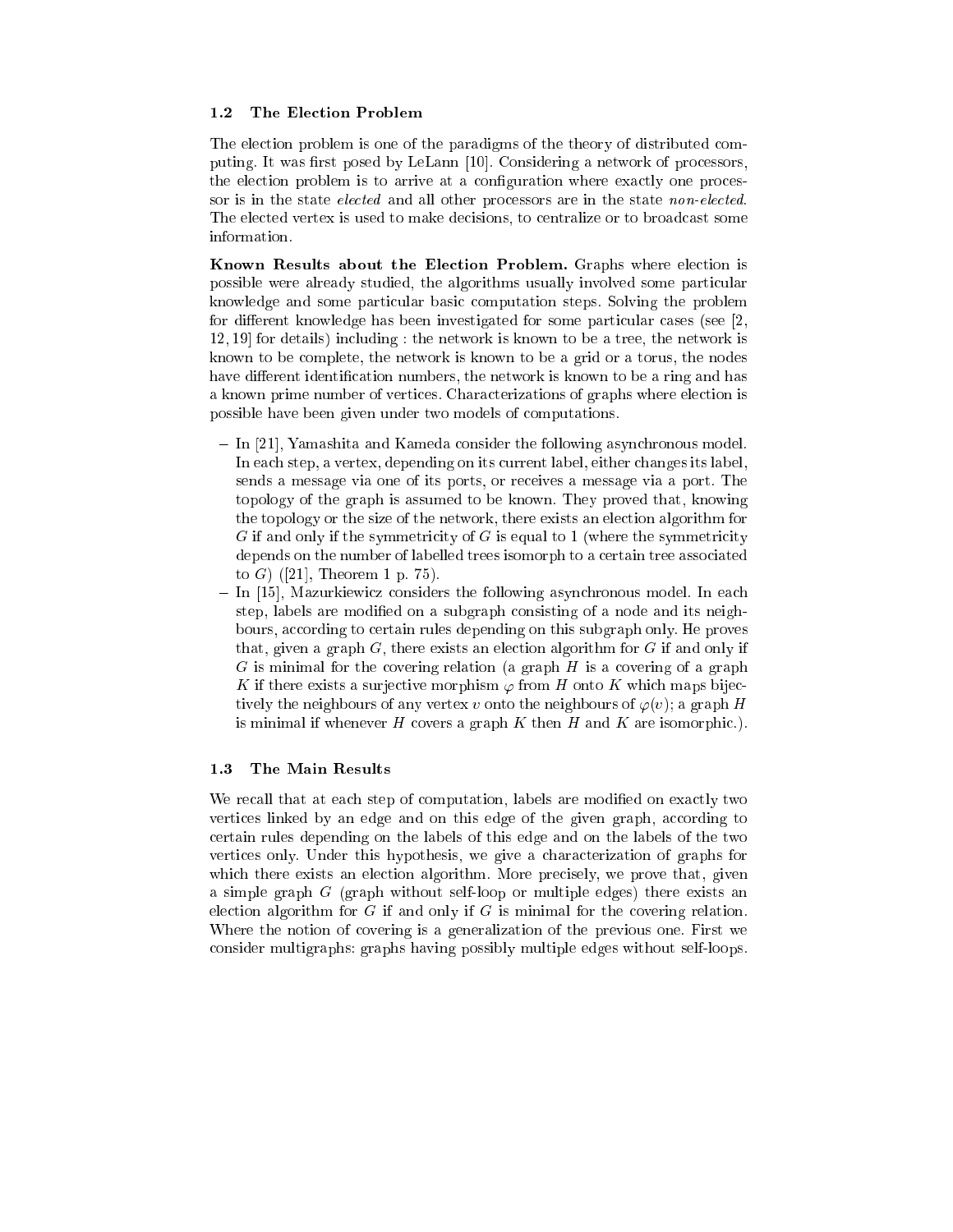### 1.2 The Election Problem

The election problem is one of the paradigms of the theory of distributed computing. It was first posed by LeLann [10]. Considering a network of processors, the election problem is to arrive at a configuration where exactly one processor is in the state *elected* and all other processors are in the state *non-elected*. The elected vertex is used to make decisions, to centralize or to broadcast some information.

**Known Results about the Election Problem.** Graphs where election is possible were already studied, the algorithms usually involved some particular knowledge and some particular basic computation steps. Solving the problem for different knowledge has been investigated for some particular cases (see [2, 12, 19] for details) including : the network is known to be a tree, the network is known to be complete, the network is known to be a grid or a torus, the nodes have different identification numbers, the network is known to be a ring and has a known prime number of vertices. Characterizations of graphs where election is possible have been given under two models of computations.

- In [21], Yamashita and Kameda consider the following asynchronous model. In each step, a vertex, depending on its current label, either changes its label, sends a message via one of its ports, or receives a message via a port. The topology of the graph is assumed to be known. They proved that, knowing the topology or the size of the network, there exists an election algorithm for $G$ if and only if the symmetricity of $G$ is equal to 1 (where the symmetricity depends on the number of labelled trees isomorph to a certain tree associated to $G$) ([21], Theorem 1 p. 75).
- In [15], Mazurkiewicz considers the following asynchronous model. In each step, labels are modified on a subgraph consisting of a node and its neighbours, according to certain rules depending on this subgraph only. He proves that, given a graph $G$, there exists an election algorithm for $G$ if and only if $G$ is minimal for the covering relation (a graph $H$ is a covering of a graph $K$ if there exists a surjective morphism $\varphi$ from $H$ onto $K$ which maps bijectively the neighbours of any vertex $v$ onto the neighbours of $\varphi(v)$; a graph $H$ is minimal if whenever $H$ covers a graph $K$ then $H$ and $K$ are isomorphic.).

### 1.3 The Main Results

We recall that at each step of computation, labels are modified on exactly two vertices linked by an edge and on this edge of the given graph, according to certain rules depending on the labels of this edge and on the labels of the two vertices only. Under this hypothesis, we give a characterization of graphs for which there exists an election algorithm. More precisely, we prove that, given a simple graph $G$ (graph without self-loop or multiple edges) there exists an election algorithm for $G$ if and only if $G$ is minimal for the covering relation. Where the notion of covering is a generalization of the previous one. First we consider multigraphs: graphs having possibly multiple edges without self-loops.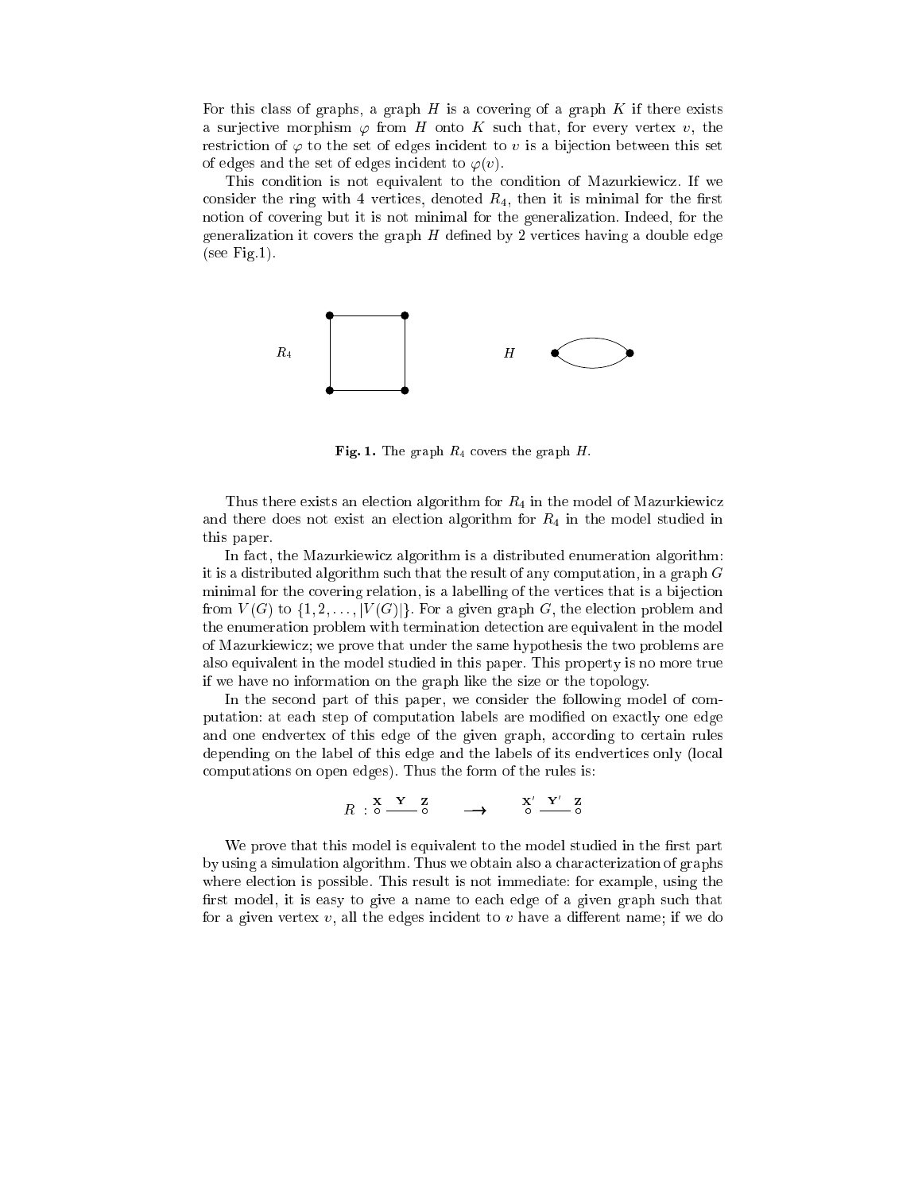For this class of graphs, a graph $H$ is a covering of a graph $K$ if there exists a surjective morphism $\varphi$ from $H$ onto $K$ such that, for every vertex $v$, the restriction of $\varphi$ to the set of edges incident to $v$ is a bijection between this set of edges and the set of edges incident to $\varphi(v)$.

This condition is not equivalent to the condition of Mazurkiewicz. If we consider the ring with 4 vertices, denoted $R_4$, then it is minimal for the first notion of covering but it is not minimal for the generalization. Indeed, for the generalization it covers the graph $H$ defined by 2 vertices having a double edge (see Fig.1).

**Fig. 1.** The graph $R_4$ covers the graph $H$.

Thus there exists an election algorithm for $R_4$ in the model of Mazurkiewicz and there does not exist an election algorithm for $R_4$ in the model studied in this paper.

In fact, the Mazurkiewicz algorithm is a distributed enumeration algorithm: it is a distributed algorithm such that the result of any computation, in a graph $G$ minimal for the covering relation, is a labelling of the vertices that is a bijection from $V(G)$ to $\{1, 2, \ldots, |V(G)|\}$. For a given graph $G$, the election problem and the enumeration problem with termination detection are equivalent in the model of Mazurkiewicz; we prove that under the same hypothesis the two problems are also equivalent in the model studied in this paper. This property is no more true if we have no information on the graph like the size or the topology.

In the second part of this paper, we consider the following model of computation: at each step of computation labels are modified on exactly one edge and one endvertex of this edge of the given graph, according to certain rules depending on the label of this edge and the labels of its endvertices only (local computations on open edges). Thus the form of the rules is:

$$R : \overset{\mathbf{X}}{\circ} \overset{\mathbf{Y}}{\text{———}} \overset{\mathbf{Z}}{\circ} \quad \longrightarrow \quad \overset{\mathbf{X}'}{\circ} \overset{\mathbf{Y}'}{\text{———}} \overset{\mathbf{Z}}{\circ}$$

We prove that this model is equivalent to the model studied in the first part by using a simulation algorithm. Thus we obtain also a characterization of graphs where election is possible. This result is not immediate: for example, using the first model, it is easy to give a name to each edge of a given graph such that for a given vertex $v$, all the edges incident to $v$ have a different name; if we do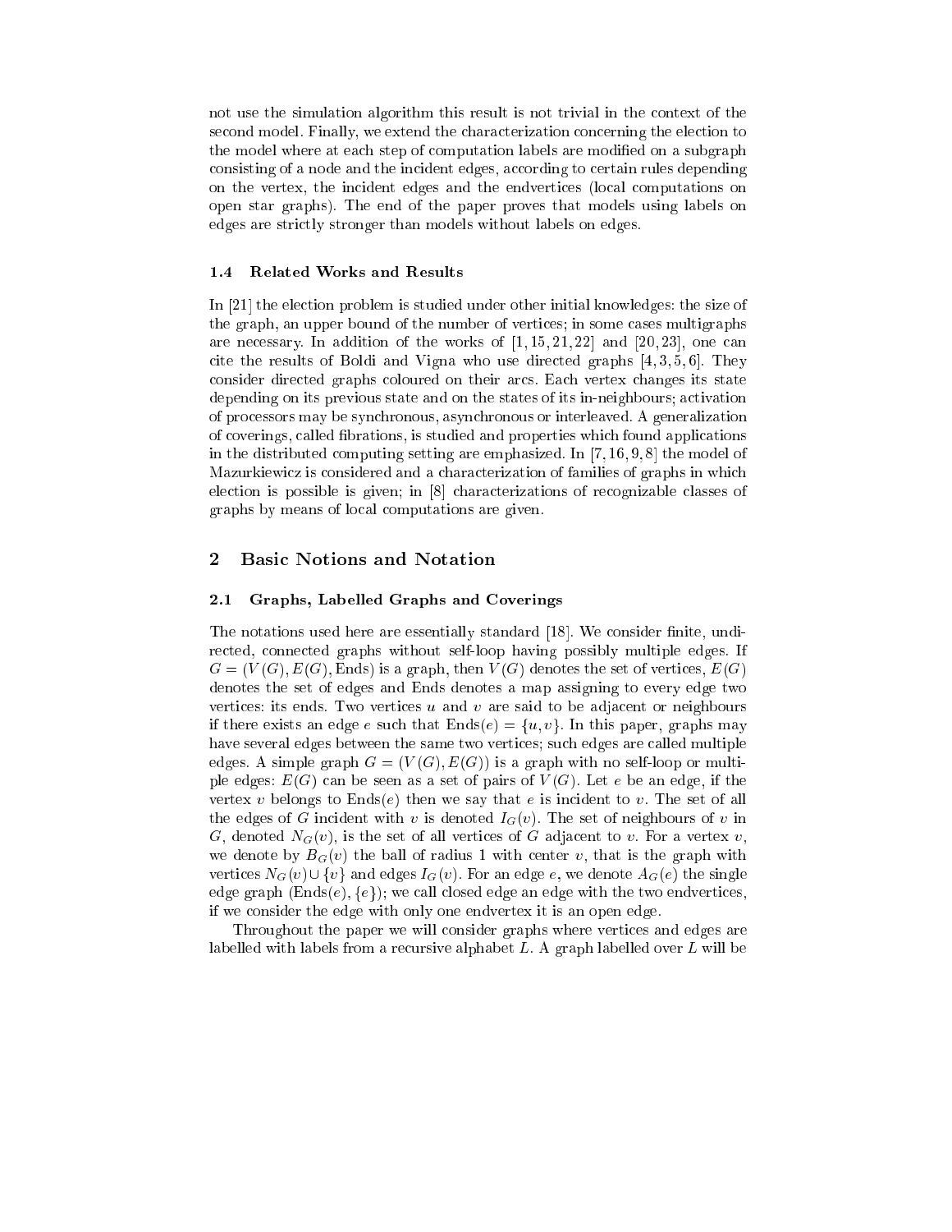not use the simulation algorithm this result is not trivial in the context of the second model. Finally, we extend the characterization concerning the election to the model where at each step of computation labels are modified on a subgraph consisting of a node and the incident edges, according to certain rules depending on the vertex, the incident edges and the endvertices (local computations on open star graphs). The end of the paper proves that models using labels on edges are strictly stronger than models without labels on edges.

### 1.4 Related Works and Results

In [21] the election problem is studied under other initial knowledges: the size of the graph, an upper bound of the number of vertices; in some cases multigraphs are necessary. In addition of the works of [1, 15, 21, 22] and [20, 23], one can cite the results of Boldi and Vigna who use directed graphs [4, 3, 5, 6]. They consider directed graphs coloured on their arcs. Each vertex changes its state depending on its previous state and on the states of its in-neighbours; activation of processors may be synchronous, asynchronous or interleaved. A generalization of coverings, called fibrations, is studied and properties which found applications in the distributed computing setting are emphasized. In [7, 16, 9, 8] the model of Mazurkiewicz is considered and a characterization of families of graphs in which election is possible is given; in [8] characterizations of recognizable classes of graphs by means of local computations are given.

## 2 Basic Notions and Notation

### 2.1 Graphs, Labelled Graphs and Coverings

The notations used here are essentially standard [18]. We consider finite, undirected, connected graphs without self-loop having possibly multiple edges. If $G = (V(G), E(G), \mathrm{Ends})$ is a graph, then $V(G)$ denotes the set of vertices, $E(G)$ denotes the set of edges and Ends denotes a map assigning to every edge two vertices: its ends. Two vertices $u$ and $v$ are said to be adjacent or neighbours if there exists an edge $e$ such that $\mathrm{Ends}(e) = \{u, v\}$. In this paper, graphs may have several edges between the same two vertices; such edges are called multiple edges. A simple graph $G = (V(G), E(G))$ is a graph with no self-loop or multiple edges: $E(G)$ can be seen as a set of pairs of $V(G)$. Let $e$ be an edge, if the vertex $v$ belongs to $\mathrm{Ends}(e)$ then we say that $e$ is incident to $v$. The set of all the edges of $G$ incident with $v$ is denoted $I_G(v)$. The set of neighbours of $v$ in $G$, denoted $N_G(v)$, is the set of all vertices of $G$ adjacent to $v$. For a vertex $v$, we denote by $B_G(v)$ the ball of radius 1 with center $v$, that is the graph with vertices $N_G(v) \cup \{v\}$ and edges $I_G(v)$. For an edge $e$, we denote $A_G(e)$ the single edge graph $(\mathrm{Ends}(e), \{e\})$; we call closed edge an edge with the two endvertices, if we consider the edge with only one endvertex it is an open edge.

Throughout the paper we will consider graphs where vertices and edges are labelled with labels from a recursive alphabet $L$. A graph labelled over $L$ will be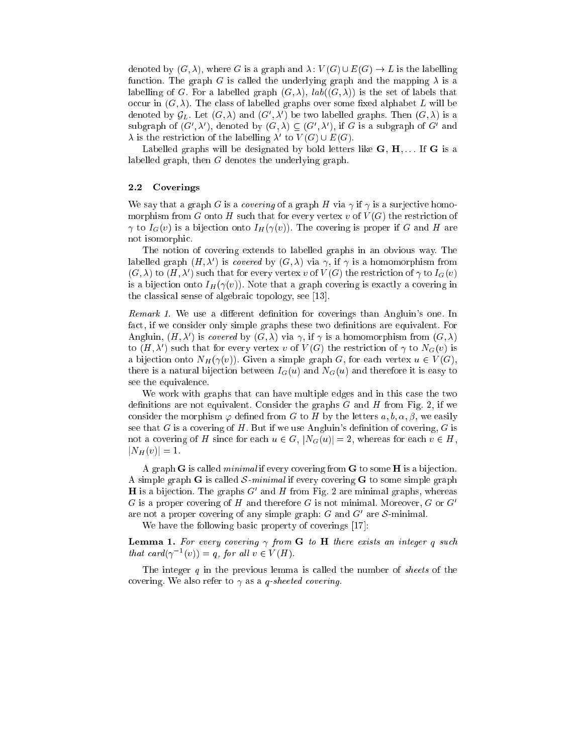denoted by $(G, \lambda)$, where $G$ is a graph and $\lambda\colon V(G) \cup E(G) \to L$ is the labelling function. The graph $G$ is called the underlying graph and the mapping $\lambda$ is a labelling of $G$. For a labelled graph $(G, \lambda)$, $lab((G, \lambda))$ is the set of labels that occur in $(G, \lambda)$. The class of labelled graphs over some fixed alphabet $L$ will be denoted by $\mathcal{G}_L$. Let $(G, \lambda)$ and $(G', \lambda')$ be two labelled graphs. Then $(G, \lambda)$ is a subgraph of $(G', \lambda')$, denoted by $(G, \lambda) \subseteq (G', \lambda')$, if $G$ is a subgraph of $G'$ and $\lambda$ is the restriction of the labelling $\lambda'$ to $V(G) \cup E(G)$.

Labelled graphs will be designated by bold letters like $\mathbf{G}$, $\mathbf{H}$, ... If $\mathbf{G}$ is a labelled graph, then $G$ denotes the underlying graph.

### 2.2 Coverings

We say that a graph $G$ is a *covering* of a graph $H$ via $\gamma$ if $\gamma$ is a surjective homomorphism from $G$ onto $H$ such that for every vertex $v$ of $V(G)$ the restriction of $\gamma$ to $I_G(v)$ is a bijection onto $I_H(\gamma(v))$. The covering is proper if $G$ and $H$ are not isomorphic.

The notion of covering extends to labelled graphs in an obvious way. The labelled graph $(H, \lambda')$ is *covered* by $(G, \lambda)$ via $\gamma$, if $\gamma$ is a homomorphism from $(G, \lambda)$ to $(H, \lambda')$ such that for every vertex $v$ of $V(G)$ the restriction of $\gamma$ to $I_G(v)$ is a bijection onto $I_H(\gamma(v))$. Note that a graph covering is exactly a covering in the classical sense of algebraic topology, see [13].

*Remark 1.* We use a different definition for coverings than Angluin's one. In fact, if we consider only simple graphs these two definitions are equivalent. For Angluin, $(H, \lambda')$ is *covered* by $(G, \lambda)$ via $\gamma$, if $\gamma$ is a homomorphism from $(G, \lambda)$ to $(H, \lambda')$ such that for every vertex $v$ of $V(G)$ the restriction of $\gamma$ to $N_G(v)$ is a bijection onto $N_H(\gamma(v))$. Given a simple graph $G$, for each vertex $u \in V(G)$, there is a natural bijection between $I_G(u)$ and $N_G(u)$ and therefore it is easy to see the equivalence.

We work with graphs that can have multiple edges and in this case the two definitions are not equivalent. Consider the graphs $G$ and $H$ from Fig. 2, if we consider the morphism $\varphi$ defined from $G$ to $H$ by the letters $a, b, \alpha, \beta$, we easily see that $G$ is a covering of $H$. But if we use Angluin's definition of covering, $G$ is not a covering of $H$ since for each $u \in G$, $|N_G(u)| = 2$, whereas for each $v \in H$, $|N_H(v)| = 1$.

A graph $\mathbf{G}$ is called *minimal* if every covering from $\mathbf{G}$ to some $\mathbf{H}$ is a bijection. A simple graph $\mathbf{G}$ is called $\mathcal{S}$*-minimal* if every covering $\mathbf{G}$ to some simple graph $\mathbf{H}$ is a bijection. The graphs $G'$ and $H$ from Fig. 2 are minimal graphs, whereas $G$ is a proper covering of $H$ and therefore $G$ is not minimal. Moreover, $G$ or $G'$ are not a proper covering of any simple graph: $G$ and $G'$ are $\mathcal{S}$-minimal.

We have the following basic property of coverings [17]:

**Lemma 1.** *For every covering $\gamma$ from $\mathbf{G}$ to $\mathbf{H}$ there exists an integer $q$ such that $card(\gamma^{-1}(v)) = q$, for all $v \in V(H)$.*

The integer $q$ in the previous lemma is called the number of *sheets* of the covering. We also refer to $\gamma$ as a *$q$-sheeted covering*.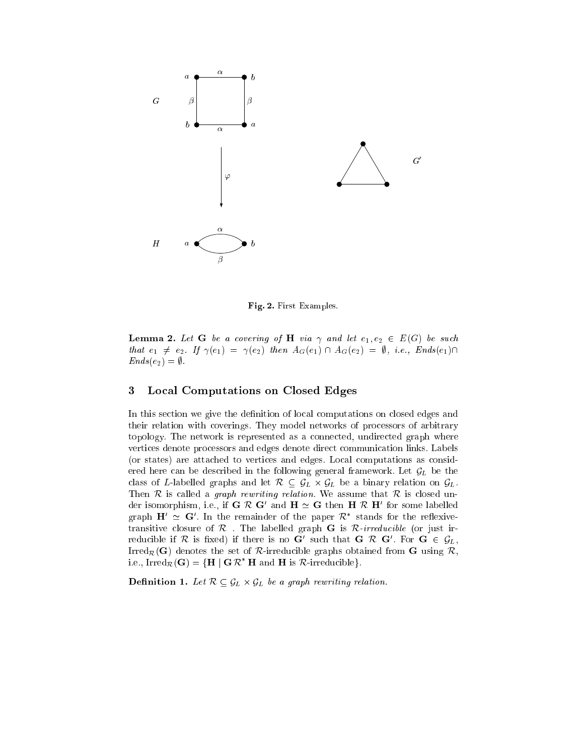Fig. 2. First Examples.

**Lemma 2.** *Let* $\mathbf{G}$ *be a covering of* $\mathbf{H}$ *via* $\gamma$ *and let* $e_1, e_2 \in E(G)$ *be such that* $e_1 \neq e_2$*. If* $\gamma(e_1) = \gamma(e_2)$ *then* $A_G(e_1) \cap A_G(e_2) = \emptyset$*, i.e.,* $Ends(e_1) \cap Ends(e_2) = \emptyset$*.*

## 3 Local Computations on Closed Edges

In this section we give the definition of local computations on closed edges and their relation with coverings. They model networks of processors of arbitrary topology. The network is represented as a connected, undirected graph where vertices denote processors and edges denote direct communication links. Labels (or states) are attached to vertices and edges. Local computations as considered here can be described in the following general framework. Let $\mathcal{G}_L$ be the class of $L$-labelled graphs and let $\mathcal{R} \subseteq \mathcal{G}_L \times \mathcal{G}_L$ be a binary relation on $\mathcal{G}_L$. Then $\mathcal{R}$ is called a *graph rewriting relation*. We assume that $\mathcal{R}$ is closed under isomorphism, i.e., if $\mathbf{G} \; \mathcal{R} \; \mathbf{G}'$ and $\mathbf{H} \simeq \mathbf{G}$ then $\mathbf{H} \; \mathcal{R} \; \mathbf{H}'$ for some labelled graph $\mathbf{H}' \simeq \mathbf{G}'$. In the remainder of the paper $\mathcal{R}^*$ stands for the reflexive-transitive closure of $\mathcal{R}$ . The labelled graph $\mathbf{G}$ is $\mathcal{R}$-*irreducible* (or just irreducible if $\mathcal{R}$ is fixed) if there is no $\mathbf{G}'$ such that $\mathbf{G} \; \mathcal{R} \; \mathbf{G}'$. For $\mathbf{G} \in \mathcal{G}_L$, $\text{Irred}_{\mathcal{R}}(\mathbf{G})$ denotes the set of $\mathcal{R}$-irreducible graphs obtained from $\mathbf{G}$ using $\mathcal{R}$, i.e., $\text{Irred}_{\mathcal{R}}(\mathbf{G}) = \{\mathbf{H} \mid \mathbf{G} \, \mathcal{R}^* \, \mathbf{H} \text{ and } \mathbf{H} \text{ is } \mathcal{R}\text{-irreducible}\}$.

**Definition 1.** *Let* $\mathcal{R} \subseteq \mathcal{G}_L \times \mathcal{G}_L$ *be a graph rewriting relation.*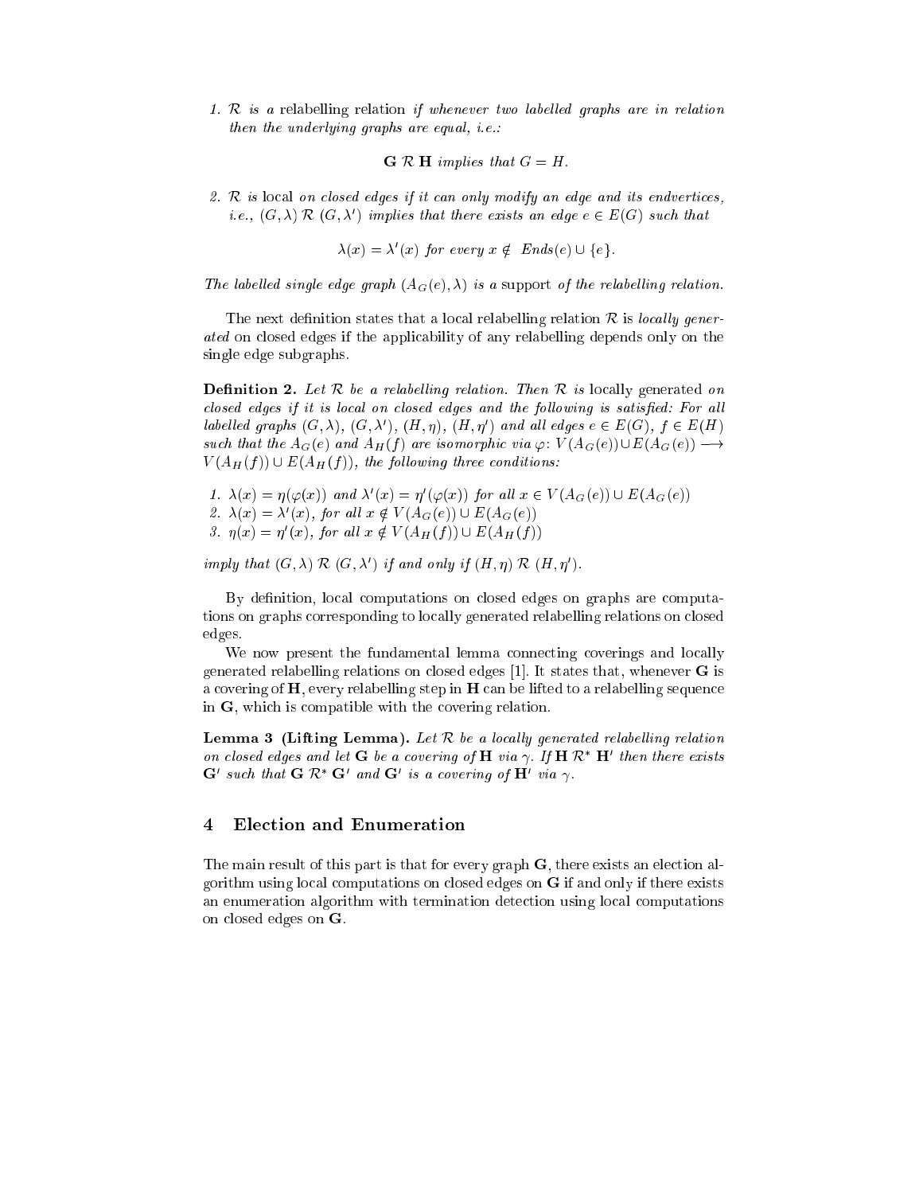1. *$\mathcal{R}$ is a* relabelling relation *if whenever two labelled graphs are in relation then the underlying graphs are equal, i.e.:*

$$\mathbf{G}\ \mathcal{R}\ \mathbf{H} \text{ implies that } G = H.$$

2. *$\mathcal{R}$ is* local *on closed edges if it can only modify an edge and its endvertices, i.e., $(G, \lambda)\ \mathcal{R}\ (G, \lambda')$ implies that there exists an edge $e \in E(G)$ such that*

$$\lambda(x) = \lambda'(x) \text{ for every } x \notin \ Ends(e) \cup \{e\}.$$

*The labelled single edge graph $(A_G(e), \lambda)$ is a* support *of the relabelling relation.*

The next definition states that a local relabelling relation $\mathcal{R}$ is *locally generated* on closed edges if the applicability of any relabelling depends only on the single edge subgraphs.

**Definition 2.** *Let $\mathcal{R}$ be a relabelling relation. Then $\mathcal{R}$ is* locally generated *on closed edges if it is local on closed edges and the following is satisfied: For all labelled graphs $(G, \lambda)$, $(G, \lambda')$, $(H, \eta)$, $(H, \eta')$ and all edges $e \in E(G)$, $f \in E(H)$ such that the $A_G(e)$ and $A_H(f)$ are isomorphic via $\varphi\colon V(A_G(e)) \cup E(A_G(e)) \longrightarrow V(A_H(f)) \cup E(A_H(f))$, the following three conditions:*

1. *$\lambda(x) = \eta(\varphi(x))$ and $\lambda'(x) = \eta'(\varphi(x))$ for all $x \in V(A_G(e)) \cup E(A_G(e))$*
2. *$\lambda(x) = \lambda'(x)$, for all $x \notin V(A_G(e)) \cup E(A_G(e))$*
3. *$\eta(x) = \eta'(x)$, for all $x \notin V(A_H(f)) \cup E(A_H(f))$*

*imply that $(G, \lambda)\ \mathcal{R}\ (G, \lambda')$ if and only if $(H, \eta)\ \mathcal{R}\ (H, \eta')$.*

By definition, local computations on closed edges on graphs are computations on graphs corresponding to locally generated relabelling relations on closed edges.

We now present the fundamental lemma connecting coverings and locally generated relabelling relations on closed edges [1]. It states that, whenever $\mathbf{G}$ is a covering of $\mathbf{H}$, every relabelling step in $\mathbf{H}$ can be lifted to a relabelling sequence in $\mathbf{G}$, which is compatible with the covering relation.

**Lemma 3 (Lifting Lemma).** *Let $\mathcal{R}$ be a locally generated relabelling relation on closed edges and let $\mathbf{G}$ be a covering of $\mathbf{H}$ via $\gamma$. If $\mathbf{H}\ \mathcal{R}^*\ \mathbf{H}'$ then there exists $\mathbf{G}'$ such that $\mathbf{G}\ \mathcal{R}^*\ \mathbf{G}'$ and $\mathbf{G}'$ is a covering of $\mathbf{H}'$ via $\gamma$.*

## 4 Election and Enumeration

The main result of this part is that for every graph $\mathbf{G}$, there exists an election algorithm using local computations on closed edges on $\mathbf{G}$ if and only if there exists an enumeration algorithm with termination detection using local computations on closed edges on $\mathbf{G}$.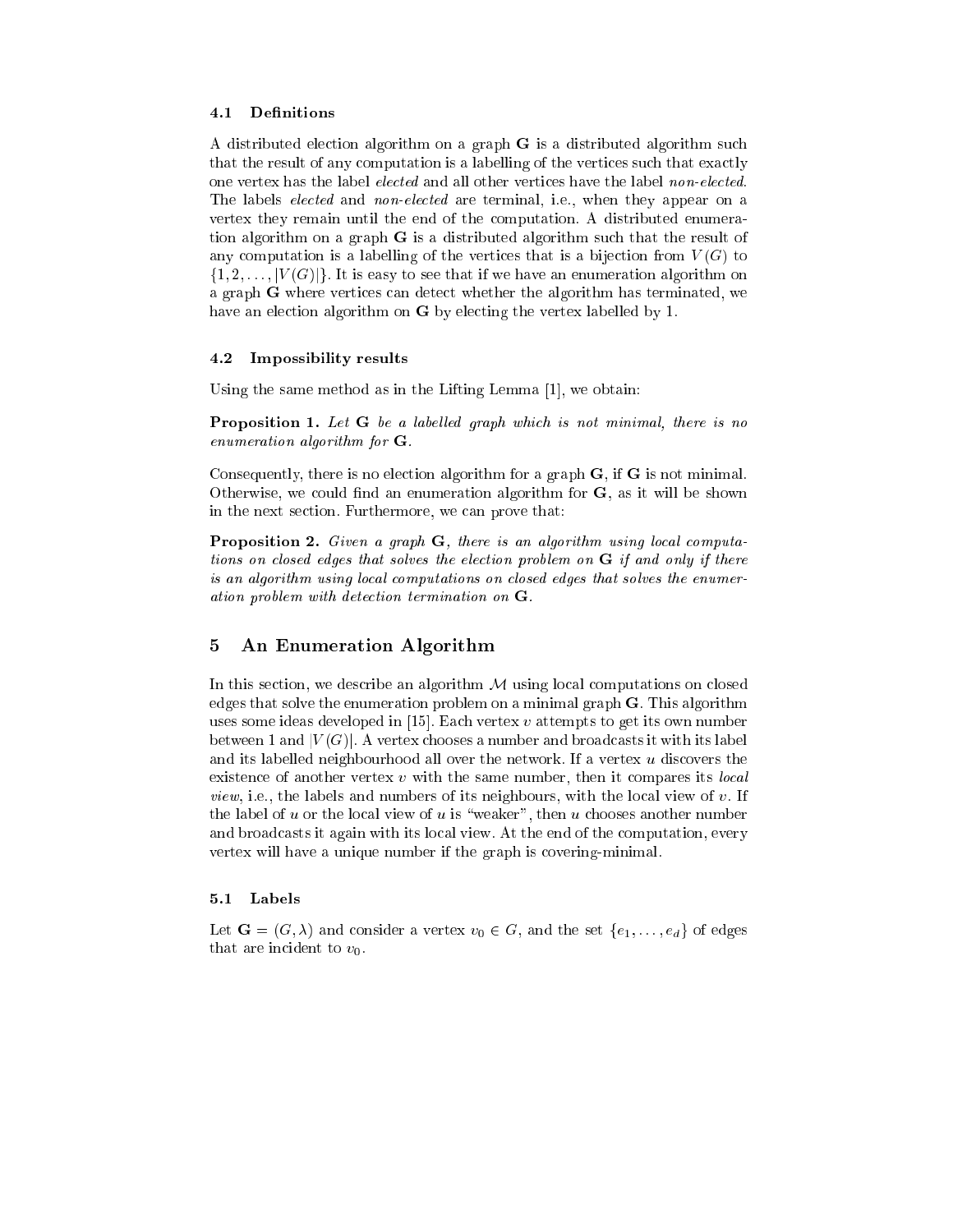### 4.1 Definitions

A distributed election algorithm on a graph $\mathbf{G}$ is a distributed algorithm such that the result of any computation is a labelling of the vertices such that exactly one vertex has the label *elected* and all other vertices have the label *non-elected*. The labels *elected* and *non-elected* are terminal, i.e., when they appear on a vertex they remain until the end of the computation. A distributed enumeration algorithm on a graph $\mathbf{G}$ is a distributed algorithm such that the result of any computation is a labelling of the vertices that is a bijection from $V(G)$ to $\{1, 2, \dots, |V(G)|\}$. It is easy to see that if we have an enumeration algorithm on a graph $\mathbf{G}$ where vertices can detect whether the algorithm has terminated, we have an election algorithm on $\mathbf{G}$ by electing the vertex labelled by 1.

### 4.2 Impossibility results

Using the same method as in the Lifting Lemma [1], we obtain:

**Proposition 1.** *Let $\mathbf{G}$ be a labelled graph which is not minimal, there is no enumeration algorithm for $\mathbf{G}$.*

Consequently, there is no election algorithm for a graph $\mathbf{G}$, if $\mathbf{G}$ is not minimal. Otherwise, we could find an enumeration algorithm for $\mathbf{G}$, as it will be shown in the next section. Furthermore, we can prove that:

**Proposition 2.** *Given a graph $\mathbf{G}$, there is an algorithm using local computations on closed edges that solves the election problem on $\mathbf{G}$ if and only if there is an algorithm using local computations on closed edges that solves the enumeration problem with detection termination on $\mathbf{G}$.*

## 5 An Enumeration Algorithm

In this section, we describe an algorithm $\mathcal{M}$ using local computations on closed edges that solve the enumeration problem on a minimal graph $\mathbf{G}$. This algorithm uses some ideas developed in [15]. Each vertex $v$ attempts to get its own number between 1 and $|V(G)|$. A vertex chooses a number and broadcasts it with its label and its labelled neighbourhood all over the network. If a vertex $u$ discovers the existence of another vertex $v$ with the same number, then it compares its *local view*, i.e., the labels and numbers of its neighbours, with the local view of $v$. If the label of $u$ or the local view of $u$ is "weaker", then $u$ chooses another number and broadcasts it again with its local view. At the end of the computation, every vertex will have a unique number if the graph is covering-minimal.

### 5.1 Labels

Let $\mathbf{G} = (G, \lambda)$ and consider a vertex $v_0 \in G$, and the set $\{e_1, \dots, e_d\}$ of edges that are incident to $v_0$.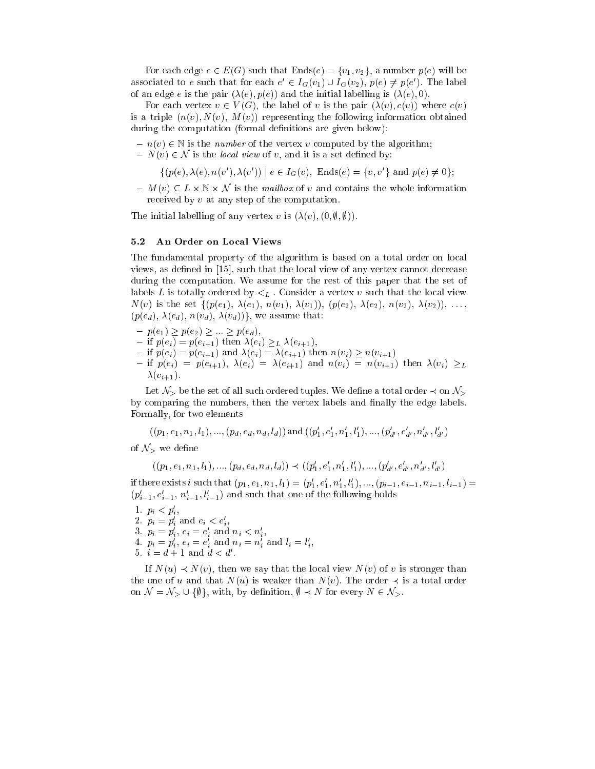For each edge $e \in E(G)$ such that $\text{Ends}(e) = \{v_1, v_2\}$, a number $p(e)$ will be associated to $e$ such that for each $e' \in I_G(v_1) \cup I_G(v_2)$, $p(e) \neq p(e')$. The label of an edge $e$ is the pair $(\lambda(e), p(e))$ and the initial labelling is $(\lambda(e), 0)$.

For each vertex $v \in V(G)$, the label of $v$ is the pair $(\lambda(v), c(v))$ where $c(v)$ is a triple $(n(v), N(v), M(v))$ representing the following information obtained during the computation (formal definitions are given below):

- $n(v) \in \mathbb{N}$ is the *number* of the vertex $v$ computed by the algorithm;
- $N(v) \in \mathcal{N}$ is the *local view* of $v$, and it is a set defined by:

$$\{(p(e), \lambda(e), n(v'), \lambda(v')) \mid e \in I_G(v),\ \text{Ends}(e) = \{v, v'\} \text{ and } p(e) \neq 0\};$$

- $M(v) \subseteq L \times \mathbb{N} \times \mathcal{N}$ is the *mailbox* of $v$ and contains the whole information received by $v$ at any step of the computation.

The initial labelling of any vertex $v$ is $(\lambda(v), (0, \emptyset, \emptyset))$.

### 5.2 An Order on Local Views

The fundamental property of the algorithm is based on a total order on local views, as defined in [15], such that the local view of any vertex cannot decrease during the computation. We assume for the rest of this paper that the set of labels $L$ is totally ordered by $<_L$. Consider a vertex $v$ such that the local view $N(v)$ is the set $\{(p(e_1), \lambda(e_1), n(v_1), \lambda(v_1)), (p(e_2), \lambda(e_2), n(v_2), \lambda(v_2)), \ldots, (p(e_d), \lambda(e_d), n(v_d), \lambda(v_d))\}$, we assume that:

- $p(e_1) \geq p(e_2) \geq \ldots \geq p(e_d)$,
- if $p(e_i) = p(e_{i+1})$ then $\lambda(e_i) \geq_L \lambda(e_{i+1})$,
- if $p(e_i) = p(e_{i+1})$ and $\lambda(e_i) = \lambda(e_{i+1})$ then $n(v_i) \geq n(v_{i+1})$
- if $p(e_i) = p(e_{i+1})$, $\lambda(e_i) = \lambda(e_{i+1})$ and $n(v_i) = n(v_{i+1})$ then $\lambda(v_i) \geq_L \lambda(v_{i+1})$.

Let $\mathcal{N}_>$ be the set of all such ordered tuples. We define a total order $\prec$ on $\mathcal{N}_>$ by comparing the numbers, then the vertex labels and finally the edge labels. Formally, for two elements

$$((p_1, e_1, n_1, l_1), ..., (p_d, e_d, n_d, l_d)) \text{ and } ((p'_1, e'_1, n'_1, l'_1), ..., (p'_{d'}, e'_{d'}, n'_{d'}, l'_{d'})$$

of $\mathcal{N}_>$ we define

$$((p_1, e_1, n_1, l_1), ..., (p_d, e_d, n_d, l_d)) \prec ((p'_1, e'_1, n'_1, l'_1), ..., (p'_{d'}, e'_{d'}, n'_{d'}, l'_{d'})$$

if there exists $i$ such that $(p_1, e_1, n_1, l_1) = (p'_1, e'_1, n'_1, l'_1), ..., (p_{i-1}, e_{i-1}, n_{i-1}, l_{i-1}) = (p'_{i-1}, e'_{i-1}, n'_{i-1}, l'_{i-1})$ and such that one of the following holds

1. $p_i < p'_i$,
2. $p_i = p'_i$ and $e_i < e'_i$,
3. $p_i = p'_i$, $e_i = e'_i$ and $n_i < n'_i$,
4. $p_i = p'_i$, $e_i = e'_i$ and $n_i = n'_i$ and $l_i = l'_i$,
5. $i = d + 1$ and $d < d'$.

If $N(u) \prec N(v)$, then we say that the local view $N(v)$ of $v$ is stronger than the one of $u$ and that $N(u)$ is weaker than $N(v)$. The order $\prec$ is a total order on $\mathcal{N} = \mathcal{N}_> \cup \{\emptyset\}$, with, by definition, $\emptyset \prec N$ for every $N \in \mathcal{N}_>$.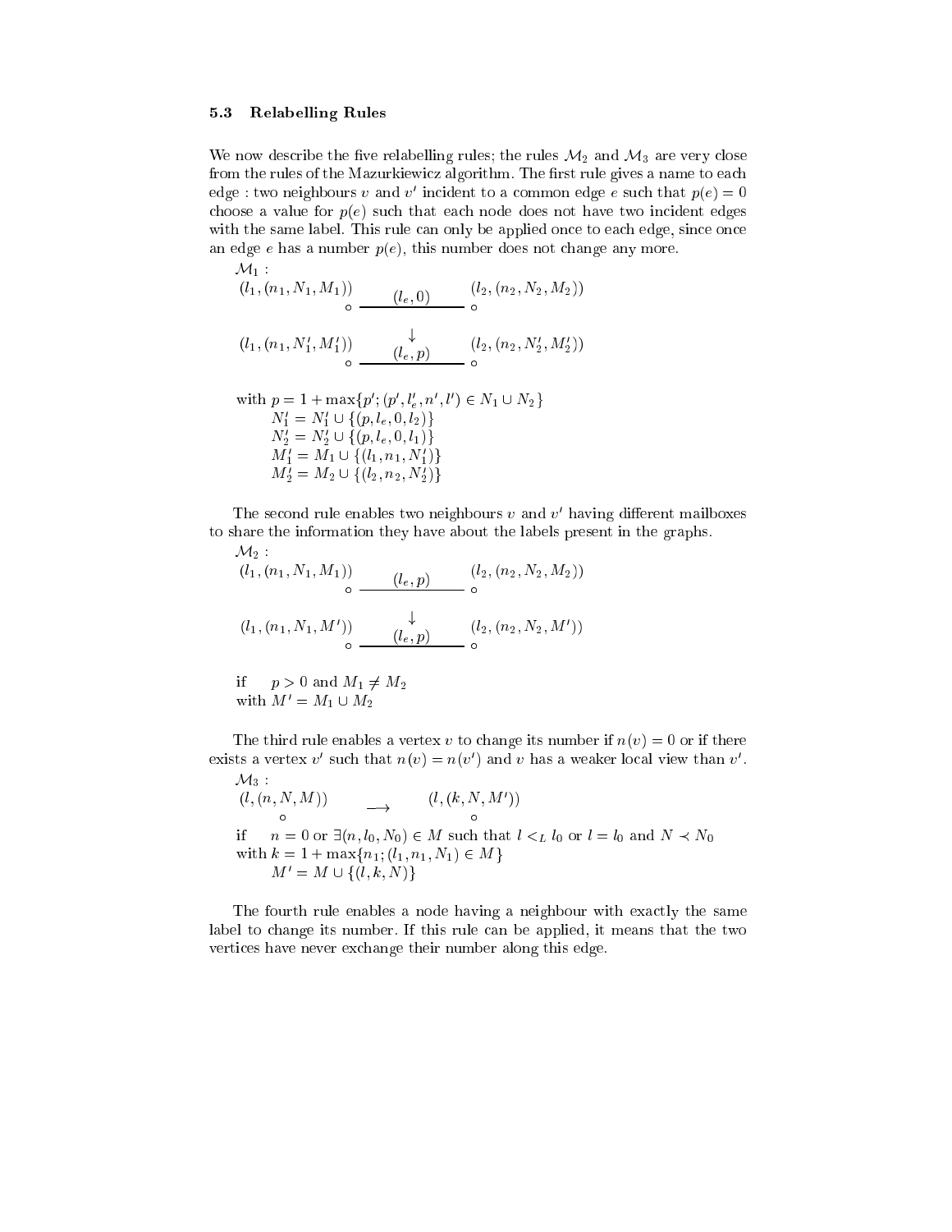### 5.3 Relabelling Rules

We now describe the five relabelling rules; the rules $\mathcal{M}_2$ and $\mathcal{M}_3$ are very close from the rules of the Mazurkiewicz algorithm. The first rule gives a name to each edge : two neighbours $v$ and $v'$ incident to a common edge $e$ such that $p(e) = 0$ choose a value for $p(e)$ such that each node does not have two incident edges with the same label. This rule can only be applied once to each edge, since once an edge $e$ has a number $p(e)$, this number does not change any more.

$\mathcal{M}_1$ :

$$(l_1, (n_1, N_1, M_1)) \circ \overset{(l_e, 0)}{\text{———}} \circ (l_2, (n_2, N_2, M_2))$$

$$\downarrow$$

$$(l_1, (n_1, N_1', M_1')) \circ \overset{(l_e, p)}{\text{———}} \circ (l_2, (n_2, N_2', M_2'))$$

with $p = 1 + \max\{p'; (p', l_e', n', l') \in N_1 \cup N_2\}$
$N_1' = N_1' \cup \{(p, l_e, 0, l_2)\}$
$N_2' = N_2' \cup \{(p, l_e, 0, l_1)\}$
$M_1' = M_1 \cup \{(l_1, n_1, N_1')\}$
$M_2' = M_2 \cup \{(l_2, n_2, N_2')\}$

The second rule enables two neighbours $v$ and $v'$ having different mailboxes to share the information they have about the labels present in the graphs.

$\mathcal{M}_2$ :

$$(l_1, (n_1, N_1, M_1)) \circ \overset{(l_e, p)}{\text{———}} \circ (l_2, (n_2, N_2, M_2))$$

$$\downarrow$$

$$(l_1, (n_1, N_1, M')) \circ \overset{(l_e, p)}{\text{———}} \circ (l_2, (n_2, N_2, M'))$$

if $p > 0$ and $M_1 \neq M_2$
with $M' = M_1 \cup M_2$

The third rule enables a vertex $v$ to change its number if $n(v) = 0$ or if there exists a vertex $v'$ such that $n(v) = n(v')$ and $v$ has a weaker local view than $v'$.

$\mathcal{M}_3$ :

$$(l, (n, N, M)) \circ \quad \longrightarrow \quad (l, (k, N, M')) \circ$$

if $n = 0$ or $\exists (n, l_0, N_0) \in M$ such that $l <_L l_0$ or $l = l_0$ and $N \prec N_0$
with $k = 1 + \max\{n_1; (l_1, n_1, N_1) \in M\}$
$M' = M \cup \{(l, k, N)\}$

The fourth rule enables a node having a neighbour with exactly the same label to change its number. If this rule can be applied, it means that the two vertices have never exchange their number along this edge.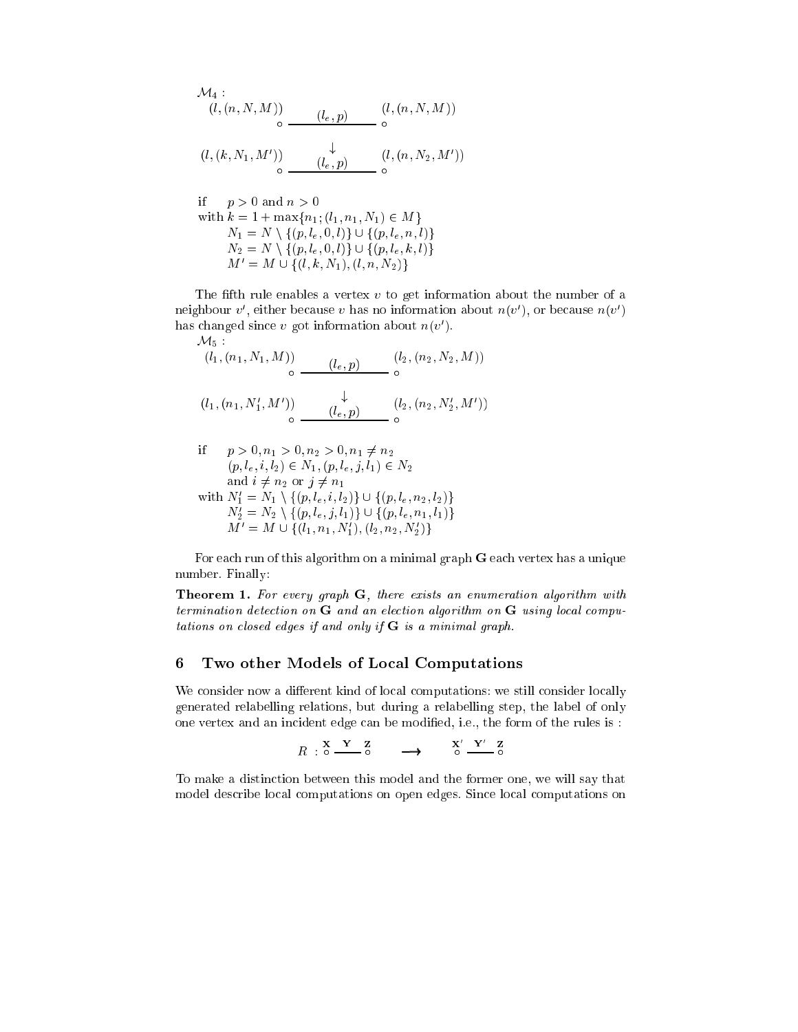$\mathcal{M}_4$ :

$$\begin{array}{ccc} (l,(n,N,M)) & (l_e,p) & (l,(n,N,M)) \\ \circ & \overline{\qquad\qquad} & \circ \\ & \downarrow & \\ (l,(k,N_1,M')) & (l_e,p) & (l,(n,N_2,M')) \\ \circ & \overline{\qquad\qquad} & \circ \end{array}$$

if $\quad p > 0$ and $n > 0$
with $k = 1 + \max\{n_1; (l_1, n_1, N_1) \in M\}$
$N_1 = N \setminus \{(p, l_e, 0, l)\} \cup \{(p, l_e, n, l)\}$
$N_2 = N \setminus \{(p, l_e, 0, l)\} \cup \{(p, l_e, k, l)\}$
$M' = M \cup \{(l, k, N_1), (l, n, N_2)\}$

The fifth rule enables a vertex $v$ to get information about the number of a neighbour $v'$, either because $v$ has no information about $n(v')$, or because $n(v')$ has changed since $v$ got information about $n(v')$.

$\mathcal{M}_5$ :

$$\begin{array}{ccc} (l_1,(n_1,N_1,M)) & (l_e,p) & (l_2,(n_2,N_2,M)) \\ \circ & \overline{\qquad\qquad} & \circ \\ & \downarrow & \\ (l_1,(n_1,N_1',M')) & (l_e,p) & (l_2,(n_2,N_2',M')) \\ \circ & \overline{\qquad\qquad} & \circ \end{array}$$

if $\quad p > 0, n_1 > 0, n_2 > 0, n_1 \neq n_2$
$(p, l_e, i, l_2) \in N_1, (p, l_e, j, l_1) \in N_2$
and $i \neq n_2$ or $j \neq n_1$
with $N_1' = N_1 \setminus \{(p, l_e, i, l_2)\} \cup \{(p, l_e, n_2, l_2)\}$
$N_2' = N_2 \setminus \{(p, l_e, j, l_1)\} \cup \{(p, l_e, n_1, l_1)\}$
$M' = M \cup \{(l_1, n_1, N_1'), (l_2, n_2, N_2')\}$

For each run of this algorithm on a minimal graph $\mathbf{G}$ each vertex has a unique number. Finally:

**Theorem 1.** *For every graph* $\mathbf{G}$*, there exists an enumeration algorithm with termination detection on* $\mathbf{G}$ *and an election algorithm on* $\mathbf{G}$ *using local computations on closed edges if and only if* $\mathbf{G}$ *is a minimal graph.*

## 6 Two other Models of Local Computations

We consider now a different kind of local computations: we still consider locally generated relabelling relations, but during a relabelling step, the label of only one vertex and an incident edge can be modified, i.e., the form of the rules is :

$$R : \overset{\mathbf{X}}{\circ} \overset{\mathbf{Y}}{\overline{\quad\quad}} \overset{\mathbf{Z}}{\circ} \quad \longrightarrow \quad \overset{\mathbf{X}'}{\circ} \overset{\mathbf{Y}'}{\overline{\quad\quad}} \overset{\mathbf{Z}}{\circ}$$

To make a distinction between this model and the former one, we will say that model describe local computations on open edges. Since local computations on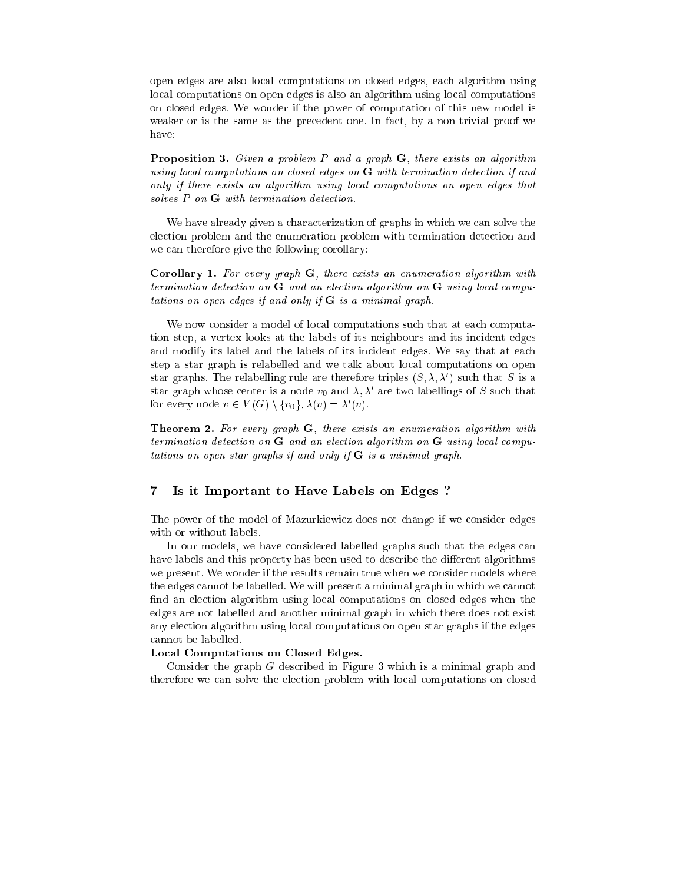open edges are also local computations on closed edges, each algorithm using local computations on open edges is also an algorithm using local computations on closed edges. We wonder if the power of computation of this new model is weaker or is the same as the precedent one. In fact, by a non trivial proof we have:

**Proposition 3.** *Given a problem $P$ and a graph $\mathbf{G}$, there exists an algorithm using local computations on closed edges on $\mathbf{G}$ with termination detection if and only if there exists an algorithm using local computations on open edges that solves $P$ on $\mathbf{G}$ with termination detection.*

We have already given a characterization of graphs in which we can solve the election problem and the enumeration problem with termination detection and we can therefore give the following corollary:

**Corollary 1.** *For every graph $\mathbf{G}$, there exists an enumeration algorithm with termination detection on $\mathbf{G}$ and an election algorithm on $\mathbf{G}$ using local computations on open edges if and only if $\mathbf{G}$ is a minimal graph.*

We now consider a model of local computations such that at each computation step, a vertex looks at the labels of its neighbours and its incident edges and modify its label and the labels of its incident edges. We say that at each step a star graph is relabelled and we talk about local computations on open star graphs. The relabelling rule are therefore triples $(S, \lambda, \lambda')$ such that $S$ is a star graph whose center is a node $v_0$ and $\lambda, \lambda'$ are two labellings of $S$ such that for every node $v \in V(G) \setminus \{v_0\}, \lambda(v) = \lambda'(v)$.

**Theorem 2.** *For every graph $\mathbf{G}$, there exists an enumeration algorithm with termination detection on $\mathbf{G}$ and an election algorithm on $\mathbf{G}$ using local computations on open star graphs if and only if $\mathbf{G}$ is a minimal graph.*

## 7 Is it Important to Have Labels on Edges ?

The power of the model of Mazurkiewicz does not change if we consider edges with or without labels.

In our models, we have considered labelled graphs such that the edges can have labels and this property has been used to describe the different algorithms we present. We wonder if the results remain true when we consider models where the edges cannot be labelled. We will present a minimal graph in which we cannot find an election algorithm using local computations on closed edges when the edges are not labelled and another minimal graph in which there does not exist any election algorithm using local computations on open star graphs if the edges cannot be labelled.

**Local Computations on Closed Edges.**

Consider the graph $G$ described in Figure 3 which is a minimal graph and therefore we can solve the election problem with local computations on closed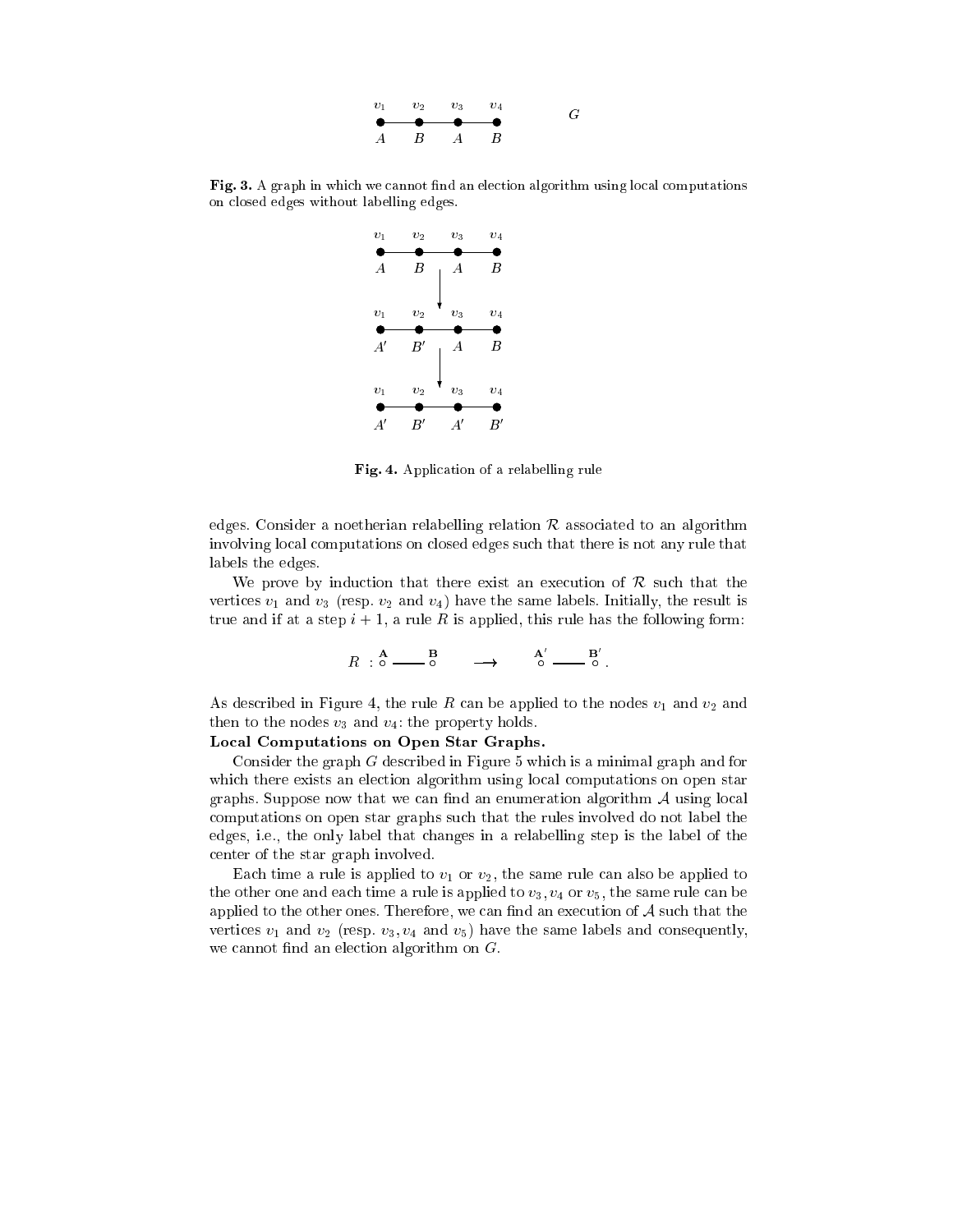**Fig. 3.** A graph in which we cannot find an election algorithm using local computations on closed edges without labelling edges.

**Fig. 4.** Application of a relabelling rule

edges. Consider a noetherian relabelling relation $\mathcal{R}$ associated to an algorithm involving local computations on closed edges such that there is not any rule that labels the edges.

We prove by induction that there exist an execution of $\mathcal{R}$ such that the vertices $v_1$ and $v_3$ (resp. $v_2$ and $v_4$) have the same labels. Initially, the result is true and if at a step $i+1$, a rule $R$ is applied, this rule has the following form:

$$R : \overset{\mathbf{A}}{\circ} \text{——} \overset{\mathbf{B}}{\circ} \quad \longrightarrow \quad \overset{\mathbf{A}'}{\circ} \text{——} \overset{\mathbf{B}'}{\circ}.$$

As described in Figure 4, the rule $R$ can be applied to the nodes $v_1$ and $v_2$ and then to the nodes $v_3$ and $v_4$: the property holds.

**Local Computations on Open Star Graphs.**

Consider the graph $G$ described in Figure 5 which is a minimal graph and for which there exists an election algorithm using local computations on open star graphs. Suppose now that we can find an enumeration algorithm $\mathcal{A}$ using local computations on open star graphs such that the rules involved do not label the edges, i.e., the only label that changes in a relabelling step is the label of the center of the star graph involved.

Each time a rule is applied to $v_1$ or $v_2$, the same rule can also be applied to the other one and each time a rule is applied to $v_3, v_4$ or $v_5$, the same rule can be applied to the other ones. Therefore, we can find an execution of $\mathcal{A}$ such that the vertices $v_1$ and $v_2$ (resp. $v_3, v_4$ and $v_5$) have the same labels and consequently, we cannot find an election algorithm on $G$.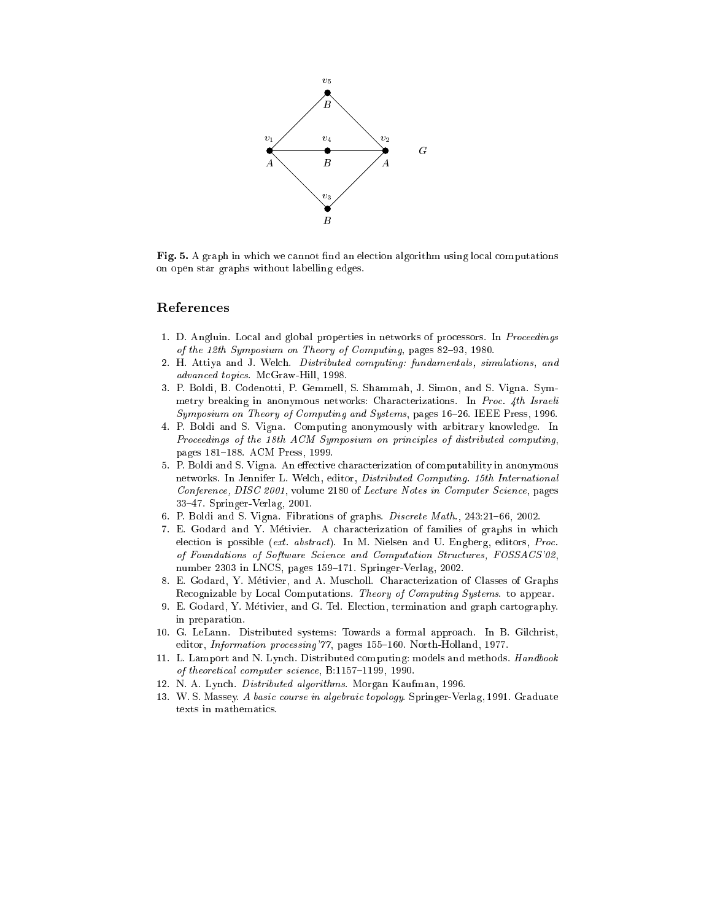**Fig. 5.** A graph in which we cannot find an election algorithm using local computations on open star graphs without labelling edges.

## References

1. D. Angluin. Local and global properties in networks of processors. In *Proceedings of the 12th Symposium on Theory of Computing*, pages 82–93, 1980.
2. H. Attiya and J. Welch. *Distributed computing: fundamentals, simulations, and advanced topics*. McGraw-Hill, 1998.
3. P. Boldi, B. Codenotti, P. Gemmell, S. Shammah, J. Simon, and S. Vigna. Symmetry breaking in anonymous networks: Characterizations. In *Proc. 4th Israeli Symposium on Theory of Computing and Systems*, pages 16–26. IEEE Press, 1996.
4. P. Boldi and S. Vigna. Computing anonymously with arbitrary knowledge. In *Proceedings of the 18th ACM Symposium on principles of distributed computing*, pages 181–188. ACM Press, 1999.
5. P. Boldi and S. Vigna. An effective characterization of computability in anonymous networks. In Jennifer L. Welch, editor, *Distributed Computing. 15th International Conference, DISC 2001*, volume 2180 of *Lecture Notes in Computer Science*, pages 33–47. Springer-Verlag, 2001.
6. P. Boldi and S. Vigna. Fibrations of graphs. *Discrete Math.*, 243:21–66, 2002.
7. E. Godard and Y. Métivier. A characterization of families of graphs in which election is possible (*ext. abstract*). In M. Nielsen and U. Engberg, editors, *Proc. of Foundations of Software Science and Computation Structures, FOSSACS'02*, number 2303 in LNCS, pages 159–171. Springer-Verlag, 2002.
8. E. Godard, Y. Métivier, and A. Muscholl. Characterization of Classes of Graphs Recognizable by Local Computations. *Theory of Computing Systems*. to appear.
9. E. Godard, Y. Métivier, and G. Tel. Election, termination and graph cartography. in preparation.
10. G. LeLann. Distributed systems: Towards a formal approach. In B. Gilchrist, editor, *Information processing'77*, pages 155–160. North-Holland, 1977.
11. L. Lamport and N. Lynch. Distributed computing: models and methods. *Handbook of theoretical computer science*, B:1157–1199, 1990.
12. N. A. Lynch. *Distributed algorithms*. Morgan Kaufman, 1996.
13. W. S. Massey. *A basic course in algebraic topology*. Springer-Verlag, 1991. Graduate texts in mathematics.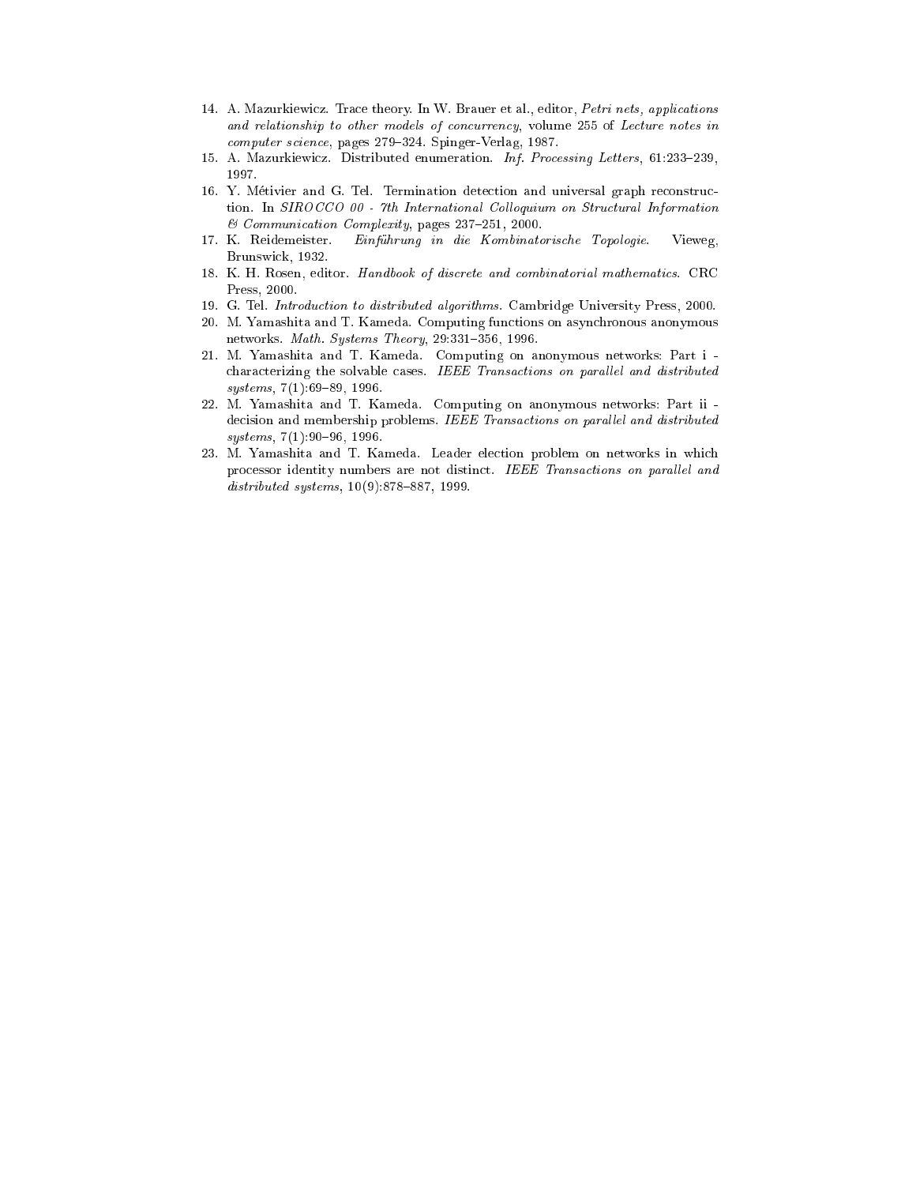14. A. Mazurkiewicz. Trace theory. In W. Brauer et al., editor, *Petri nets, applications and relationship to other models of concurrency*, volume 255 of *Lecture notes in computer science*, pages 279–324. Spinger-Verlag, 1987.
15. A. Mazurkiewicz. Distributed enumeration. *Inf. Processing Letters*, 61:233–239, 1997.
16. Y. Métivier and G. Tel. Termination detection and universal graph reconstruction. In *SIROCCO 00 - 7th International Colloquium on Structural Information & Communication Complexity*, pages 237–251, 2000.
17. K. Reidemeister. *Einführung in die Kombinatorische Topologie*. Vieweg, Brunswick, 1932.
18. K. H. Rosen, editor. *Handbook of discrete and combinatorial mathematics*. CRC Press, 2000.
19. G. Tel. *Introduction to distributed algorithms*. Cambridge University Press, 2000.
20. M. Yamashita and T. Kameda. Computing functions on asynchronous anonymous networks. *Math. Systems Theory*, 29:331–356, 1996.
21. M. Yamashita and T. Kameda. Computing on anonymous networks: Part i - characterizing the solvable cases. *IEEE Transactions on parallel and distributed systems*, 7(1):69–89, 1996.
22. M. Yamashita and T. Kameda. Computing on anonymous networks: Part ii - decision and membership problems. *IEEE Transactions on parallel and distributed systems*, 7(1):90–96, 1996.
23. M. Yamashita and T. Kameda. Leader election problem on networks in which processor identity numbers are not distinct. *IEEE Transactions on parallel and distributed systems*, 10(9):878–887, 1999.